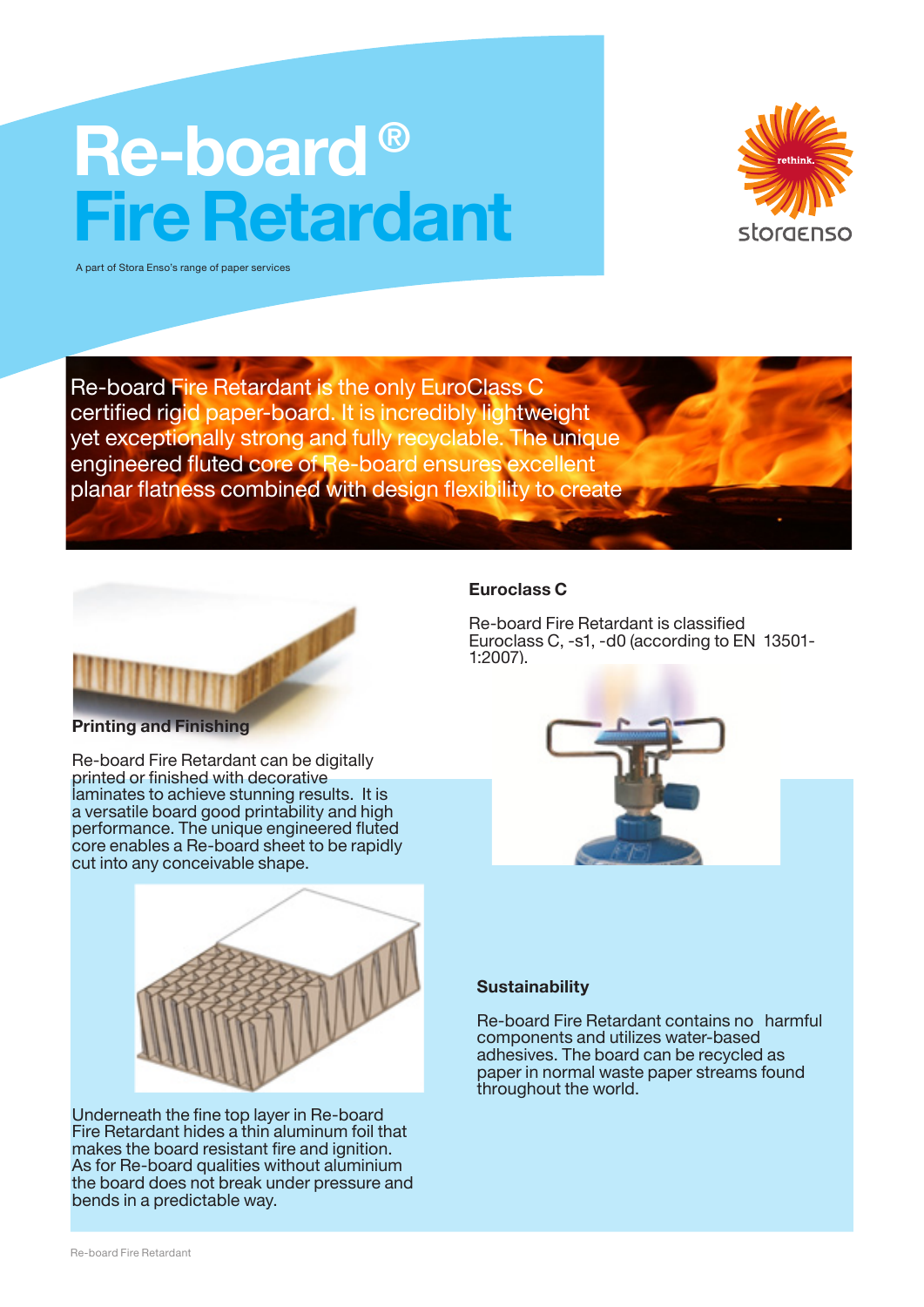# Re-board ®
# Fire Retardant

A part of Stora Enso's range of paper services

Re-board Fire Retardant is the only EuroClass C certified rigid paper-board. It is incredibly lightweight yet exceptionally strong and fully recyclable. The unique engineered fluted core of Re-board ensures excellent planar flatness combined with design flexibility to create

### Printing and Finishing

Re-board Fire Retardant can be digitally printed or finished with decorative laminates to achieve stunning results. It is a versatile board good printability and high performance. The unique engineered fluted core enables a Re-board sheet to be rapidly cut into any conceivable shape.

Underneath the fine top layer in Re-board Fire Retardant hides a thin aluminum foil that makes the board resistant fire and ignition. As for Re-board qualities without aluminium the board does not break under pressure and bends in a predictable way.

### Euroclass C

Re-board Fire Retardant is classified Euroclass C, -s1, -d0 (according to EN 13501-1:2007).

### Sustainability

Re-board Fire Retardant contains no harmful components and utilizes water-based adhesives. The board can be recycled as paper in normal waste paper streams found throughout the world.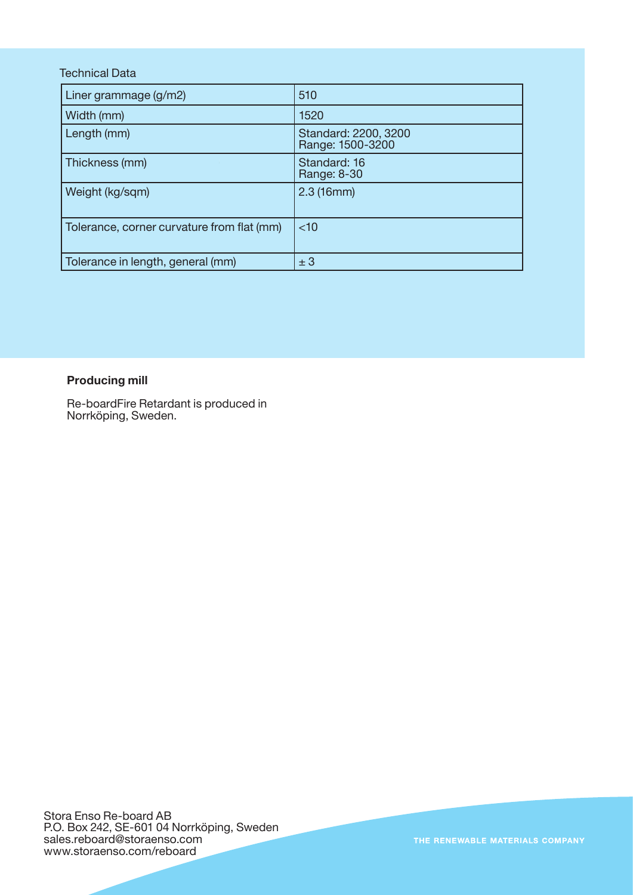Technical Data

| | |
|---|---|
| Liner grammage (g/m2) | 510 |
| Width (mm) | 1520 |
| Length (mm) | Standard: 2200, 3200<br>Range: 1500-3200 |
| Thickness (mm) | Standard: 16<br>Range: 8-30 |
| Weight (kg/sqm) | 2.3 (16mm) |
| Tolerance, corner curvature from flat (mm) | <10 |
| Tolerance in length, general (mm) | ± 3 |

**Producing mill**

Re-boardFire Retardant is produced in Norrköping, Sweden.

Stora Enso Re-board AB
P.O. Box 242, SE-601 04 Norrköping, Sweden
sales.reboard@storaenso.com
www.storaenso.com/reboard

THE RENEWABLE MATERIALS COMPANY